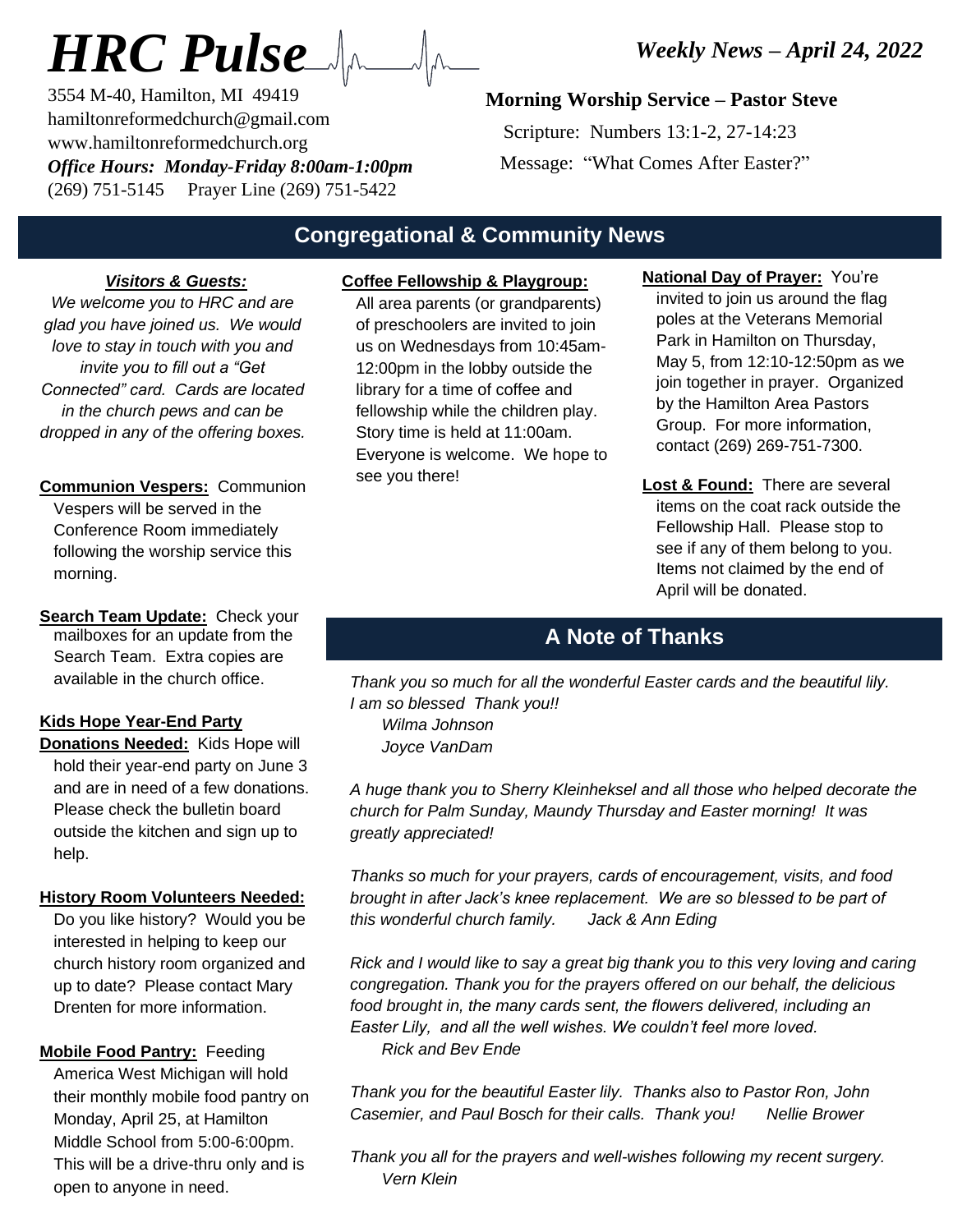# *HRC Pulse*

3554 M-40, Hamilton, MI 49419
hamiltonreformedchurch@gmail.com
www.hamiltonreformedchurch.org
***Office Hours: Monday-Friday 8:00am-1:00pm***
(269) 751-5145     Prayer Line (269) 751-5422

***Weekly News – April 24, 2022***

**Morning Worship Service – Pastor Steve**

Scripture: Numbers 13:1-2, 27-14:23

Message: "What Comes After Easter?"

## Congregational & Community News

***Visitors & Guests:***

*We welcome you to HRC and are glad you have joined us. We would love to stay in touch with you and invite you to fill out a "Get Connected" card. Cards are located in the church pews and can be dropped in any of the offering boxes.*

**Communion Vespers:** Communion Vespers will be served in the Conference Room immediately following the worship service this morning.

**Search Team Update:** Check your mailboxes for an update from the Search Team. Extra copies are available in the church office.

**Kids Hope Year-End Party Donations Needed:** Kids Hope will hold their year-end party on June 3 and are in need of a few donations. Please check the bulletin board outside the kitchen and sign up to help.

**History Room Volunteers Needed:** Do you like history? Would you be interested in helping to keep our church history room organized and up to date? Please contact Mary Drenten for more information.

**Mobile Food Pantry:** Feeding America West Michigan will hold their monthly mobile food pantry on Monday, April 25, at Hamilton Middle School from 5:00-6:00pm. This will be a drive-thru only and is open to anyone in need.

**Coffee Fellowship & Playgroup:** All area parents (or grandparents) of preschoolers are invited to join us on Wednesdays from 10:45am-12:00pm in the lobby outside the library for a time of coffee and fellowship while the children play. Story time is held at 11:00am. Everyone is welcome. We hope to see you there!

**National Day of Prayer:** You're invited to join us around the flag poles at the Veterans Memorial Park in Hamilton on Thursday, May 5, from 12:10-12:50pm as we join together in prayer. Organized by the Hamilton Area Pastors Group. For more information, contact (269) 269-751-7300.

**Lost & Found:** There are several items on the coat rack outside the Fellowship Hall. Please stop to see if any of them belong to you. Items not claimed by the end of April will be donated.

## A Note of Thanks

*Thank you so much for all the wonderful Easter cards and the beautiful lily. I am so blessed Thank you!!*
*Wilma Johnson*
*Joyce VanDam*

*A huge thank you to Sherry Kleinheksel and all those who helped decorate the church for Palm Sunday, Maundy Thursday and Easter morning! It was greatly appreciated!*

*Thanks so much for your prayers, cards of encouragement, visits, and food brought in after Jack's knee replacement. We are so blessed to be part of this wonderful church family.*     *Jack & Ann Eding*

*Rick and I would like to say a great big thank you to this very loving and caring congregation. Thank you for the prayers offered on our behalf, the delicious food brought in, the many cards sent, the flowers delivered, including an Easter Lily, and all the well wishes. We couldn't feel more loved.*
*Rick and Bev Ende*

*Thank you for the beautiful Easter lily. Thanks also to Pastor Ron, John Casemier, and Paul Bosch for their calls. Thank you!*     *Nellie Brower*

*Thank you all for the prayers and well-wishes following my recent surgery.*
*Vern Klein*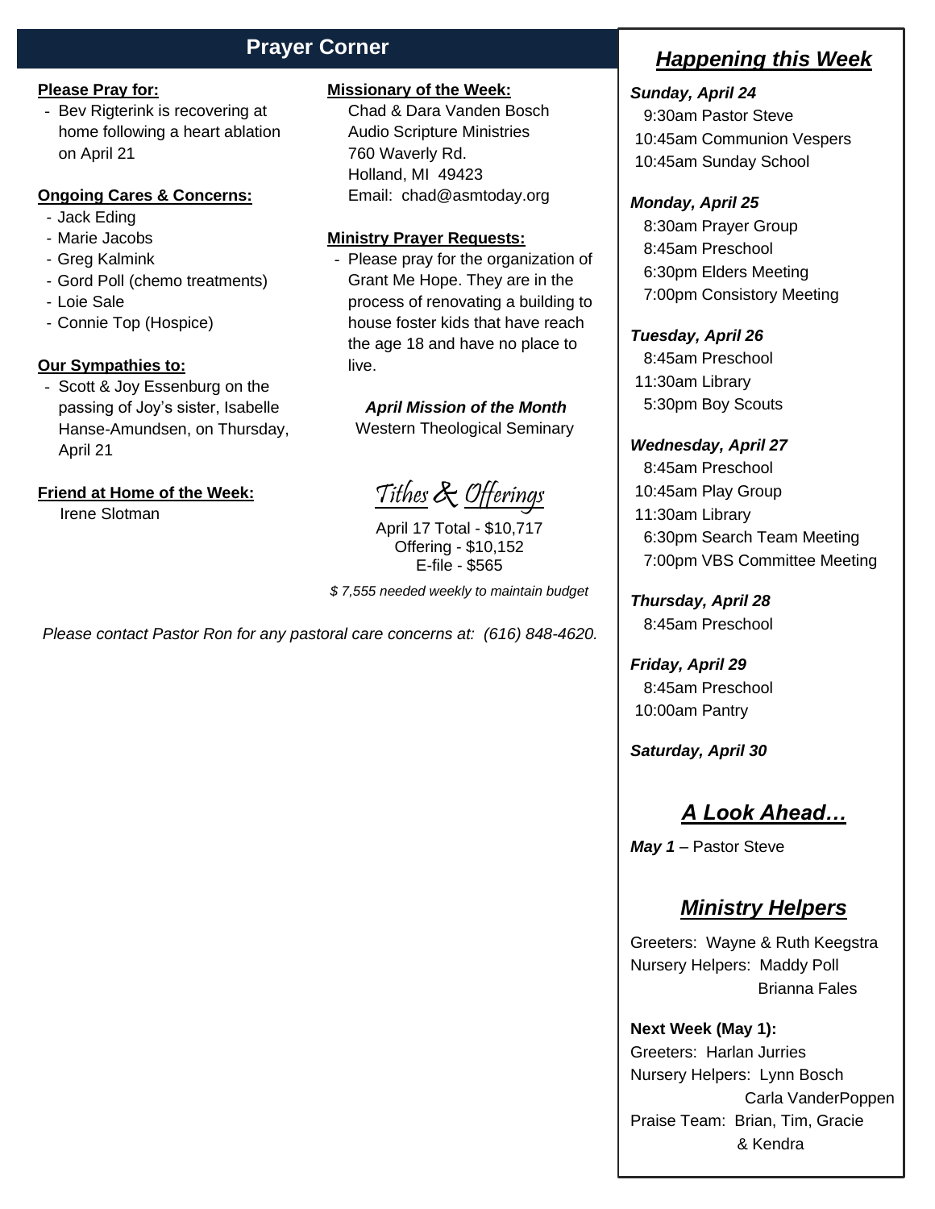## Prayer Corner

**Please Pray for:**

- Bev Rigterink is recovering at home following a heart ablation on April 21

**Ongoing Cares & Concerns:**

- Jack Eding
- Marie Jacobs
- Greg Kalmink
- Gord Poll (chemo treatments)
- Loie Sale
- Connie Top (Hospice)

**Our Sympathies to:**

- Scott & Joy Essenburg on the passing of Joy's sister, Isabelle Hanse-Amundsen, on Thursday, April 21

**Friend at Home of the Week:**

Irene Slotman

**Missionary of the Week:**

Chad & Dara Vanden Bosch
Audio Scripture Ministries
760 Waverly Rd.
Holland, MI 49423
Email: chad@asmtoday.org

**Ministry Prayer Requests:**

- Please pray for the organization of Grant Me Hope. They are in the process of renovating a building to house foster kids that have reach the age 18 and have no place to live.

***April Mission of the Month***
Western Theological Seminary

### Tithes & Offerings

April 17 Total - $10,717
Offering - $10,152
E-file - $565

*$ 7,555 needed weekly to maintain budget*

*Please contact Pastor Ron for any pastoral care concerns at: (616) 848-4620.*

## Happening this Week

***Sunday, April 24***
9:30am Pastor Steve
10:45am Communion Vespers
10:45am Sunday School

***Monday, April 25***
8:30am Prayer Group
8:45am Preschool
6:30pm Elders Meeting
7:00pm Consistory Meeting

***Tuesday, April 26***
8:45am Preschool
11:30am Library
5:30pm Boy Scouts

***Wednesday, April 27***
8:45am Preschool
10:45am Play Group
11:30am Library
6:30pm Search Team Meeting
7:00pm VBS Committee Meeting

***Thursday, April 28***
8:45am Preschool

***Friday, April 29***
8:45am Preschool
10:00am Pantry

***Saturday, April 30***

## A Look Ahead…

***May 1*** – Pastor Steve

## Ministry Helpers

Greeters: Wayne & Ruth Keegstra
Nursery Helpers: Maddy Poll
Brianna Fales

**Next Week (May 1):**
Greeters: Harlan Jurries
Nursery Helpers: Lynn Bosch
Carla VanderPoppen
Praise Team: Brian, Tim, Gracie & Kendra